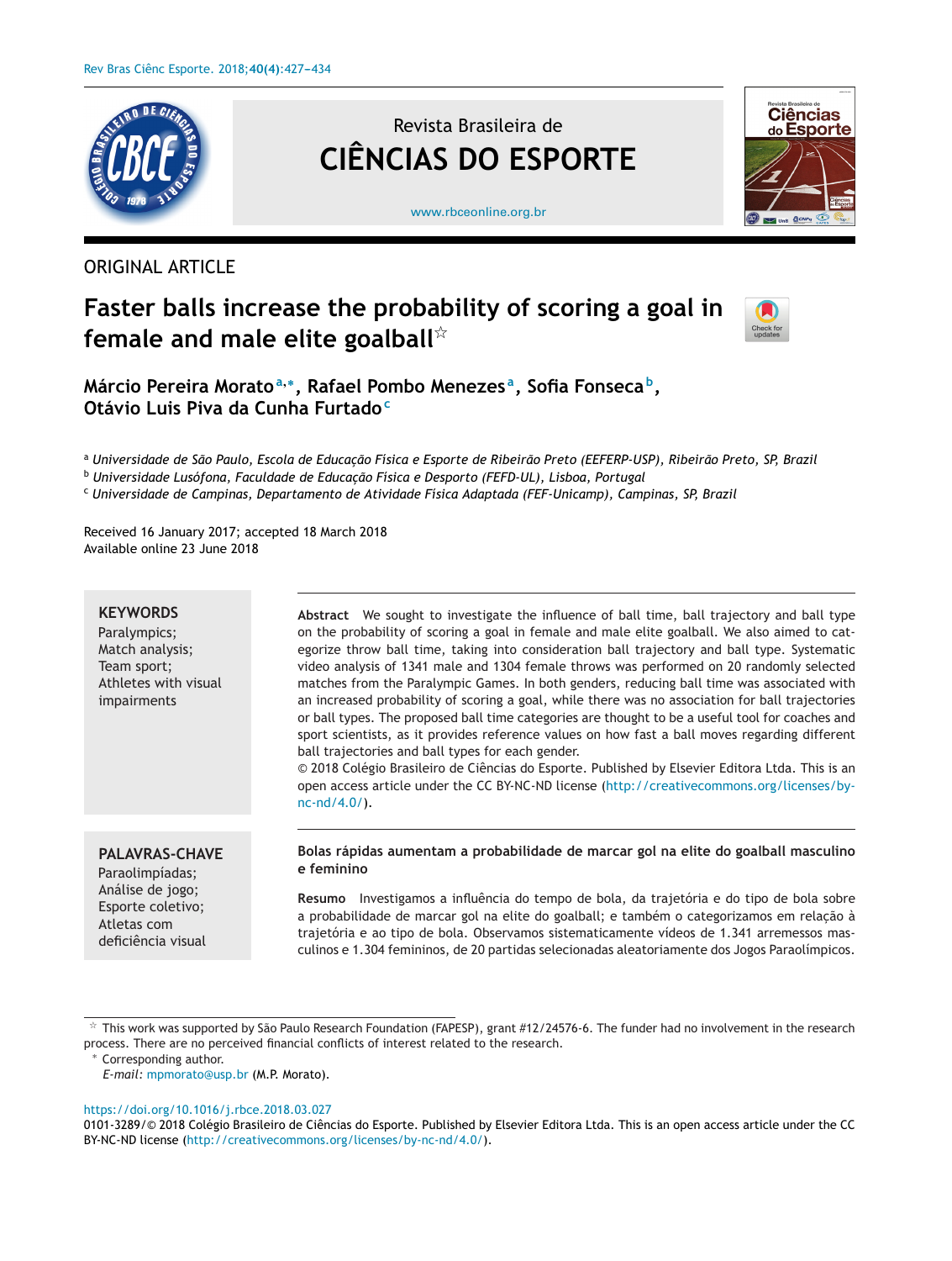Revista Brasileira de
# CIÊNCIAS DO ESPORTE

www.rbceonline.org.br

ORIGINAL ARTICLE

# Faster balls increase the probability of scoring a goal in female and male elite goalball☆

**Márcio Pereira Morato[a,*], Rafael Pombo Menezes[a], Sofia Fonseca[b], Otávio Luis Piva da Cunha Furtado[c]**

[a] *Universidade de São Paulo, Escola de Educação Física e Esporte de Ribeirão Preto (EEFERP-USP), Ribeirão Preto, SP, Brazil*
[b] *Universidade Lusófona, Faculdade de Educação Física e Desporto (FEFD-UL), Lisboa, Portugal*
[c] *Universidade de Campinas, Departamento de Atividade Física Adaptada (FEF-Unicamp), Campinas, SP, Brazil*

Received 16 January 2017; accepted 18 March 2018
Available online 23 June 2018

**KEYWORDS**
Paralympics;
Match analysis;
Team sport;
Athletes with visual impairments

**Abstract** We sought to investigate the influence of ball time, ball trajectory and ball type on the probability of scoring a goal in female and male elite goalball. We also aimed to categorize throw ball time, taking into consideration ball trajectory and ball type. Systematic video analysis of 1341 male and 1304 female throws was performed on 20 randomly selected matches from the Paralympic Games. In both genders, reducing ball time was associated with an increased probability of scoring a goal, while there was no association for ball trajectories or ball types. The proposed ball time categories are thought to be a useful tool for coaches and sport scientists, as it provides reference values on how fast a ball moves regarding different ball trajectories and ball types for each gender.
© 2018 Colégio Brasileiro de Ciências do Esporte. Published by Elsevier Editora Ltda. This is an open access article under the CC BY-NC-ND license (http://creativecommons.org/licenses/by-nc-nd/4.0/).

**PALAVRAS-CHAVE**
Paraolimpíadas;
Análise de jogo;
Esporte coletivo;
Atletas com deficiência visual

**Bolas rápidas aumentam a probabilidade de marcar gol na elite do goalball masculino e feminino**

**Resumo** Investigamos a influência do tempo de bola, da trajetória e do tipo de bola sobre a probabilidade de marcar gol na elite do goalball; e também o categorizamos em relação à trajetória e ao tipo de bola. Observamos sistematicamente vídeos de 1.341 arremessos masculinos e 1.304 femininos, de 20 partidas selecionadas aleatoriamente dos Jogos Paraolímpicos.

☆ This work was supported by São Paulo Research Foundation (FAPESP), grant #12/24576-6. The funder had no involvement in the research process. There are no perceived financial conflicts of interest related to the research.
* Corresponding author.
*E-mail:* mpmorato@usp.br (M.P. Morato).

https://doi.org/10.1016/j.rbce.2018.03.027
0101-3289/© 2018 Colégio Brasileiro de Ciências do Esporte. Published by Elsevier Editora Ltda. This is an open access article under the CC BY-NC-ND license (http://creativecommons.org/licenses/by-nc-nd/4.0/).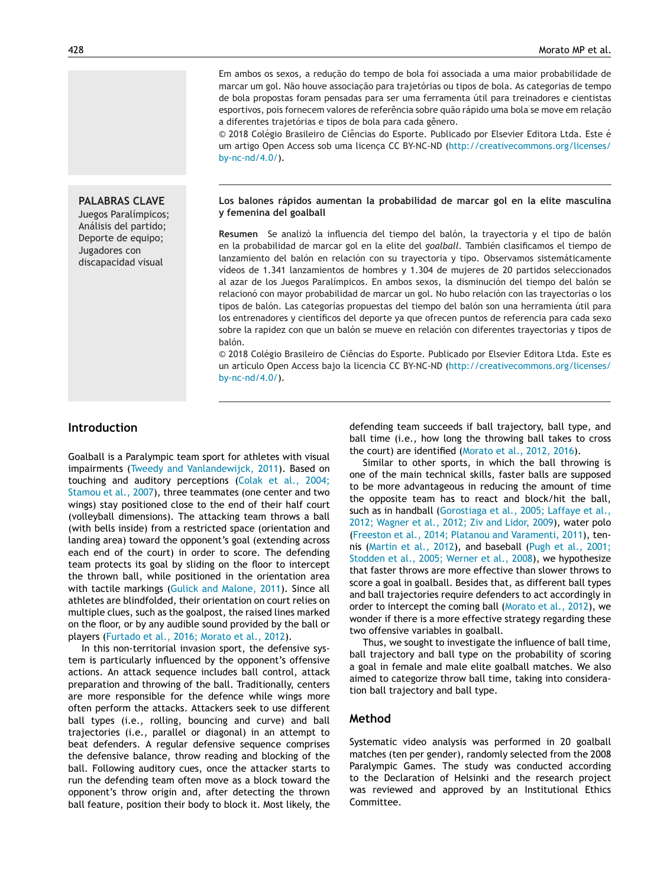Em ambos os sexos, a redução do tempo de bola foi associada a uma maior probabilidade de marcar um gol. Não houve associação para trajetórias ou tipos de bola. As categorias de tempo de bola propostas foram pensadas para ser uma ferramenta útil para treinadores e cientistas esportivos, pois fornecem valores de referência sobre quão rápido uma bola se move em relação a diferentes trajetórias e tipos de bola para cada gênero.

© 2018 Colégio Brasileiro de Ciências do Esporte. Publicado por Elsevier Editora Ltda. Este é um artigo Open Access sob uma licença CC BY-NC-ND (http://creativecommons.org/licenses/by-nc-nd/4.0/).

**PALABRAS CLAVE**
Juegos Paralímpicos;
Análisis del partido;
Deporte de equipo;
Jugadores con discapacidad visual

**Los balones rápidos aumentan la probabilidad de marcar gol en la elite masculina y femenina del goalball**

**Resumen** Se analizó la influencia del tiempo del balón, la trayectoria y el tipo de balón en la probabilidad de marcar gol en la elite del *goalball*. También clasificamos el tiempo de lanzamiento del balón en relación con su trayectoria y tipo. Observamos sistemáticamente vídeos de 1.341 lanzamientos de hombres y 1.304 de mujeres de 20 partidos seleccionados al azar de los Juegos Paralímpicos. En ambos sexos, la disminución del tiempo del balón se relacionó con mayor probabilidad de marcar un gol. No hubo relación con las trayectorias o los tipos de balón. Las categorías propuestas del tiempo del balón son una herramienta útil para los entrenadores y científicos del deporte ya que ofrecen puntos de referencia para cada sexo sobre la rapidez con que un balón se mueve en relación con diferentes trayectorias y tipos de balón.

© 2018 Colégio Brasileiro de Ciências do Esporte. Publicado por Elsevier Editora Ltda. Este es un artículo Open Access bajo la licencia CC BY-NC-ND (http://creativecommons.org/licenses/by-nc-nd/4.0/).

## Introduction

Goalball is a Paralympic team sport for athletes with visual impairments (Tweedy and Vanlandewijck, 2011). Based on touching and auditory perceptions (Colak et al., 2004; Stamou et al., 2007), three teammates (one center and two wings) stay positioned close to the end of their half court (volleyball dimensions). The attacking team throws a ball (with bells inside) from a restricted space (orientation and landing area) toward the opponent's goal (extending across each end of the court) in order to score. The defending team protects its goal by sliding on the floor to intercept the thrown ball, while positioned in the orientation area with tactile markings (Gulick and Malone, 2011). Since all athletes are blindfolded, their orientation on court relies on multiple clues, such as the goalpost, the raised lines marked on the floor, or by any audible sound provided by the ball or players (Furtado et al., 2016; Morato et al., 2012).

In this non-territorial invasion sport, the defensive system is particularly influenced by the opponent's offensive actions. An attack sequence includes ball control, attack preparation and throwing of the ball. Traditionally, centers are more responsible for the defence while wings more often perform the attacks. Attackers seek to use different ball types (i.e., rolling, bouncing and curve) and ball trajectories (i.e., parallel or diagonal) in an attempt to beat defenders. A regular defensive sequence comprises the defensive balance, throw reading and blocking of the ball. Following auditory cues, once the attacker starts to run the defending team often move as a block toward the opponent's throw origin and, after detecting the thrown ball feature, position their body to block it. Most likely, the defending team succeeds if ball trajectory, ball type, and ball time (i.e., how long the throwing ball takes to cross the court) are identified (Morato et al., 2012, 2016).

Similar to other sports, in which the ball throwing is one of the main technical skills, faster balls are supposed to be more advantageous in reducing the amount of time the opposite team has to react and block/hit the ball, such as in handball (Gorostiaga et al., 2005; Laffaye et al., 2012; Wagner et al., 2012; Ziv and Lidor, 2009), water polo (Freeston et al., 2014; Platanou and Varamenti, 2011), tennis (Martin et al., 2012), and baseball (Pugh et al., 2001; Stodden et al., 2005; Werner et al., 2008), we hypothesize that faster throws are more effective than slower throws to score a goal in goalball. Besides that, as different ball types and ball trajectories require defenders to act accordingly in order to intercept the coming ball (Morato et al., 2012), we wonder if there is a more effective strategy regarding these two offensive variables in goalball.

Thus, we sought to investigate the influence of ball time, ball trajectory and ball type on the probability of scoring a goal in female and male elite goalball matches. We also aimed to categorize throw ball time, taking into consideration ball trajectory and ball type.

## Method

Systematic video analysis was performed in 20 goalball matches (ten per gender), randomly selected from the 2008 Paralympic Games. The study was conducted according to the Declaration of Helsinki and the research project was reviewed and approved by an Institutional Ethics Committee.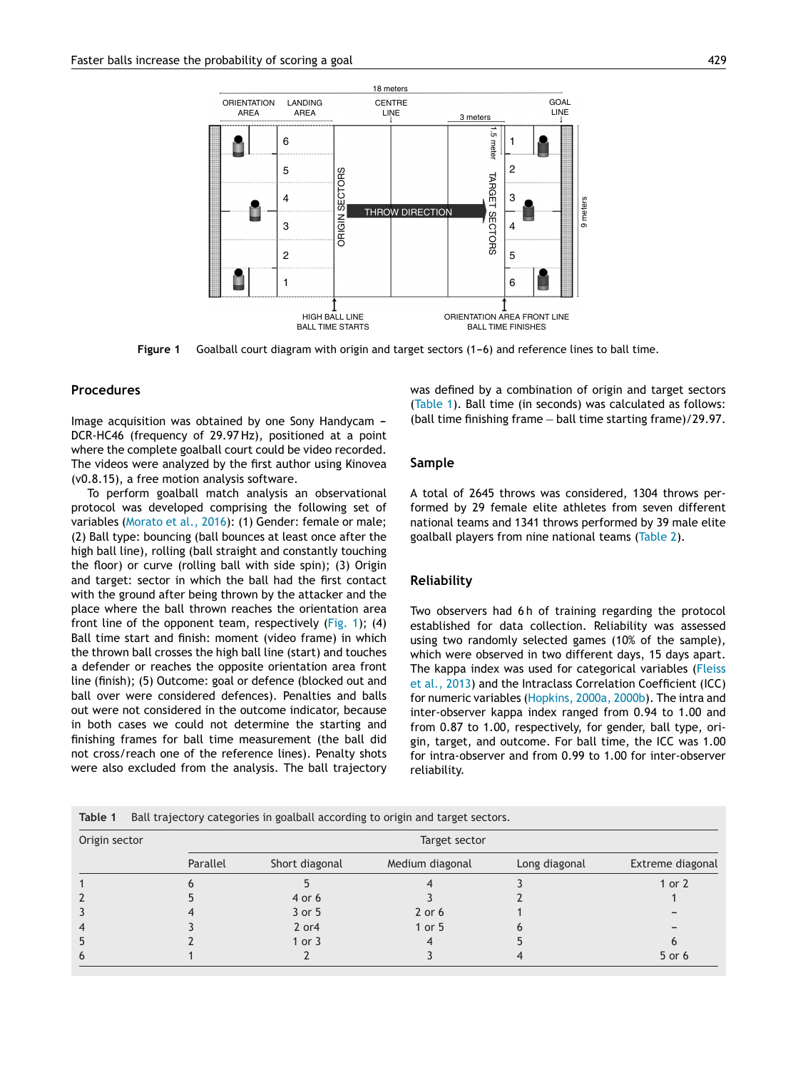Figure 1   Goalball court diagram with origin and target sectors (1–6) and reference lines to ball time.

## Procedures

Image acquisition was obtained by one Sony Handycam – DCR-HC46 (frequency of 29.97 Hz), positioned at a point where the complete goalball court could be video recorded. The videos were analyzed by the first author using Kinovea (v0.8.15), a free motion analysis software.

To perform goalball match analysis an observational protocol was developed comprising the following set of variables (Morato et al., 2016): (1) Gender: female or male; (2) Ball type: bouncing (ball bounces at least once after the high ball line), rolling (ball straight and constantly touching the floor) or curve (rolling ball with side spin); (3) Origin and target: sector in which the ball had the first contact with the ground after being thrown by the attacker and the place where the ball thrown reaches the orientation area front line of the opponent team, respectively (Fig. 1); (4) Ball time start and finish: moment (video frame) in which the thrown ball crosses the high ball line (start) and touches a defender or reaches the opposite orientation area front line (finish); (5) Outcome: goal or defence (blocked out and ball over were considered defences). Penalties and balls out were not considered in the outcome indicator, because in both cases we could not determine the starting and finishing frames for ball time measurement (the ball did not cross/reach one of the reference lines). Penalty shots were also excluded from the analysis. The ball trajectory was defined by a combination of origin and target sectors (Table 1). Ball time (in seconds) was calculated as follows: (ball time finishing frame − ball time starting frame)/29.97.

## Sample

A total of 2645 throws was considered, 1304 throws performed by 29 female elite athletes from seven different national teams and 1341 throws performed by 39 male elite goalball players from nine national teams (Table 2).

## Reliability

Two observers had 6 h of training regarding the protocol established for data collection. Reliability was assessed using two randomly selected games (10% of the sample), which were observed in two different days, 15 days apart. The kappa index was used for categorical variables (Fleiss et al., 2013) and the Intraclass Correlation Coefficient (ICC) for numeric variables (Hopkins, 2000a, 2000b). The intra and inter-observer kappa index ranged from 0.94 to 1.00 and from 0.87 to 1.00, respectively, for gender, ball type, origin, target, and outcome. For ball time, the ICC was 1.00 for intra-observer and from 0.99 to 1.00 for inter-observer reliability.

**Table 1**   Ball trajectory categories in goalball according to origin and target sectors.

| Origin sector | Target sector | | | | |
|---|---|---|---|---|---|
| | Parallel | Short diagonal | Medium diagonal | Long diagonal | Extreme diagonal |
| 1 | 6 | 5 | 4 | 3 | 1 or 2 |
| 2 | 5 | 4 or 6 | 3 | 2 | 1 |
| 3 | 4 | 3 or 5 | 2 or 6 | 1 | – |
| 4 | 3 | 2 or4 | 1 or 5 | 6 | – |
| 5 | 2 | 1 or 3 | 4 | 5 | 6 |
| 6 | 1 | 2 | 3 | 4 | 5 or 6 |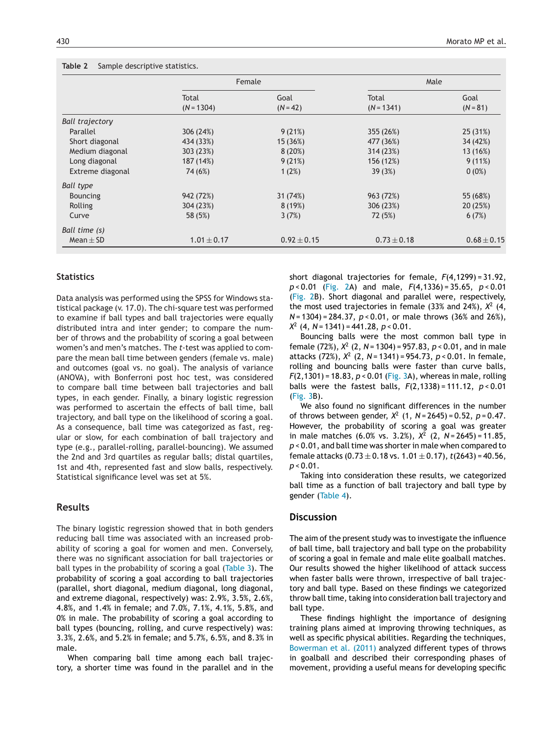**Table 2** Sample descriptive statistics.

| | Female | | Male | |
|---|---|---|---|---|
| | Total ($N = 1304$) | Goal ($N = 42$) | Total ($N = 1341$) | Goal ($N = 81$) |
| *Ball trajectory* | | | | |
| Parallel | 306 (24%) | 9 (21%) | 355 (26%) | 25 (31%) |
| Short diagonal | 434 (33%) | 15 (36%) | 477 (36%) | 34 (42%) |
| Medium diagonal | 303 (23%) | 8 (20%) | 314 (23%) | 13 (16%) |
| Long diagonal | 187 (14%) | 9 (21%) | 156 (12%) | 9 (11%) |
| Extreme diagonal | 74 (6%) | 1 (2%) | 39 (3%) | 0 (0%) |
| *Ball type* | | | | |
| Bouncing | 942 (72%) | 31 (74%) | 963 (72%) | 55 (68%) |
| Rolling | 304 (23%) | 8 (19%) | 306 (23%) | 20 (25%) |
| Curve | 58 (5%) | 3 (7%) | 72 (5%) | 6 (7%) |
| *Ball time (s)* | | | | |
| Mean ± SD | 1.01 ± 0.17 | 0.92 ± 0.15 | 0.73 ± 0.18 | 0.68 ± 0.15 |

## Statistics

Data analysis was performed using the SPSS for Windows statistical package (v. 17.0). The chi-square test was performed to examine if ball types and ball trajectories were equally distributed intra and inter gender; to compare the number of throws and the probability of scoring a goal between women's and men's matches. The *t*-test was applied to compare the mean ball time between genders (female vs. male) and outcomes (goal vs. no goal). The analysis of variance (ANOVA), with Bonferroni post hoc test, was considered to compare ball time between ball trajectories and ball types, in each gender. Finally, a binary logistic regression was performed to ascertain the effects of ball time, ball trajectory, and ball type on the likelihood of scoring a goal. As a consequence, ball time was categorized as fast, regular or slow, for each combination of ball trajectory and type (e.g., parallel-rolling, parallel-bouncing). We assumed the 2nd and 3rd quartiles as regular balls; distal quartiles, 1st and 4th, represented fast and slow balls, respectively. Statistical significance level was set at 5%.

## Results

The binary logistic regression showed that in both genders reducing ball time was associated with an increased probability of scoring a goal for women and men. Conversely, there was no significant association for ball trajectories or ball types in the probability of scoring a goal (Table 3). The probability of scoring a goal according to ball trajectories (parallel, short diagonal, medium diagonal, long diagonal, and extreme diagonal, respectively) was: 2.9%, 3.5%, 2.6%, 4.8%, and 1.4% in female; and 7.0%, 7.1%, 4.1%, 5.8%, and 0% in male. The probability of scoring a goal according to ball types (bouncing, rolling, and curve respectively) was: 3.3%, 2.6%, and 5.2% in female; and 5.7%, 6.5%, and 8.3% in male.

When comparing ball time among each ball trajectory, a shorter time was found in the parallel and in the short diagonal trajectories for female, $F(4,1299) = 31.92$, $p < 0.01$ (Fig. 2A) and male, $F(4,1336) = 35.65$, $p < 0.01$ (Fig. 2B). Short diagonal and parallel were, respectively, the most used trajectories in female (33% and 24%), $X^2$ $(4, N = 1304) = 284.37$, $p < 0.01$, or male throws (36% and 26%), $X^2$ $(4, N = 1341) = 441.28$, $p < 0.01$.

Bouncing balls were the most common ball type in female (72%), $X^2$ $(2, N = 1304) = 957.83$, $p < 0.01$, and in male attacks (72%), $X^2$ $(2, N = 1341) = 954.73$, $p < 0.01$. In female, rolling and bouncing balls were faster than curve balls, $F(2,1301) = 18.83$, $p < 0.01$ (Fig. 3A), whereas in male, rolling balls were the fastest balls, $F(2,1338) = 111.12$, $p < 0.01$ (Fig. 3B).

We also found no significant differences in the number of throws between gender, $X^2$ $(1, N = 2645) = 0.52$, $p = 0.47$. However, the probability of scoring a goal was greater in male matches (6.0% vs. 3.2%), $X^2$ $(2, N = 2645) = 11.85$, $p < 0.01$, and ball time was shorter in male when compared to female attacks (0.73 ± 0.18 vs. 1.01 ± 0.17), $t(2643) = 40.56$, $p < 0.01$.

Taking into consideration these results, we categorized ball time as a function of ball trajectory and ball type by gender (Table 4).

## Discussion

The aim of the present study was to investigate the influence of ball time, ball trajectory and ball type on the probability of scoring a goal in female and male elite goalball matches. Our results showed the higher likelihood of attack success when faster balls were thrown, irrespective of ball trajectory and ball type. Based on these findings we categorized throw ball time, taking into consideration ball trajectory and ball type.

These findings highlight the importance of designing training plans aimed at improving throwing techniques, as well as specific physical abilities. Regarding the techniques, Bowerman et al. (2011) analyzed different types of throws in goalball and described their corresponding phases of movement, providing a useful means for developing specific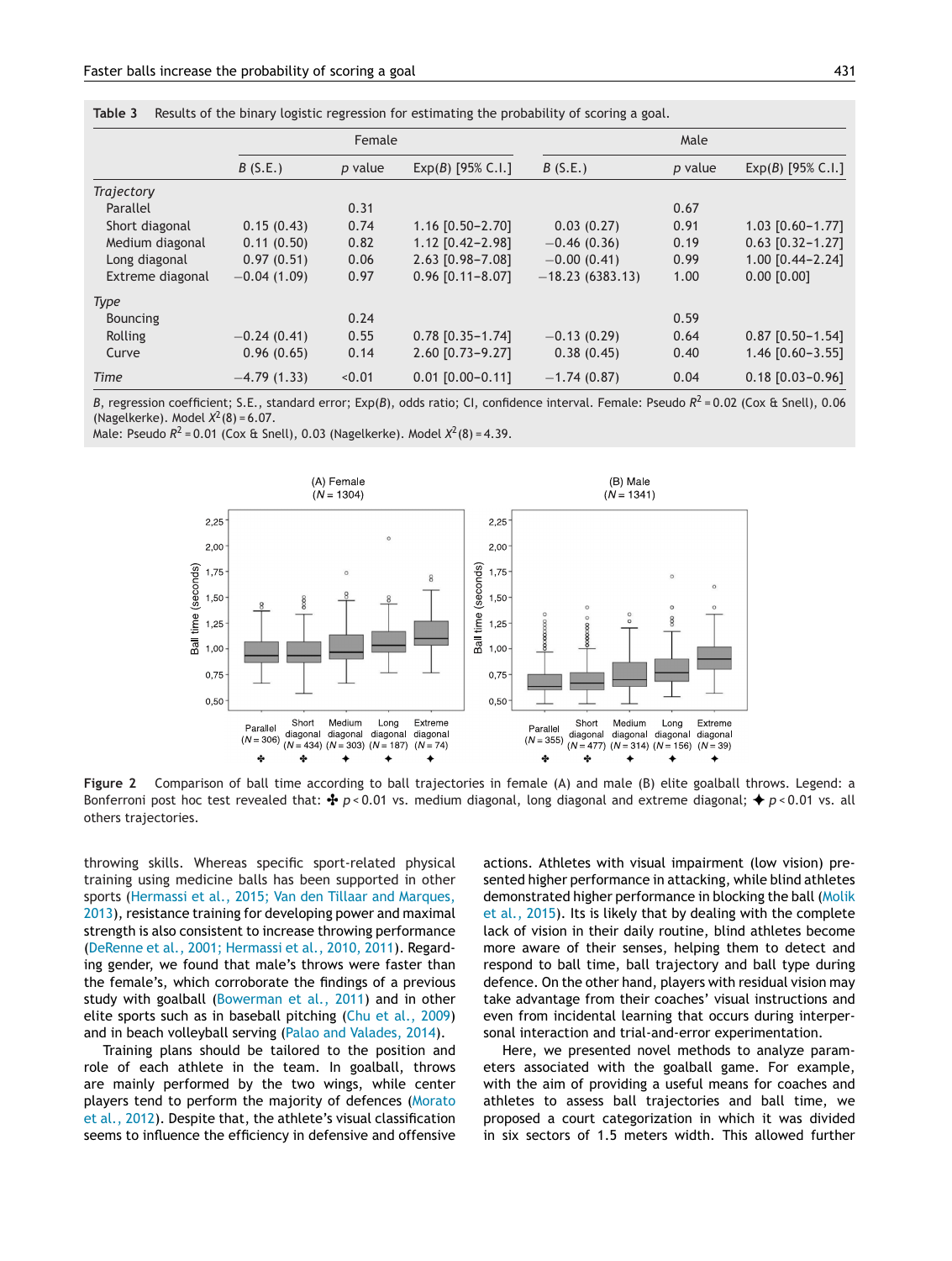**Table 3** Results of the binary logistic regression for estimating the probability of scoring a goal.

| | Female | | | Male | | |
|---|---|---|---|---|---|---|
| | *B* (S.E.) | *p* value | Exp(*B*) [95% C.I.] | *B* (S.E.) | *p* value | Exp(*B*) [95% C.I.] |
| *Trajectory* | | | | | | |
| Parallel | | 0.31 | | | 0.67 | |
| Short diagonal | 0.15 (0.43) | 0.74 | 1.16 [0.50–2.70] | 0.03 (0.27) | 0.91 | 1.03 [0.60–1.77] |
| Medium diagonal | 0.11 (0.50) | 0.82 | 1.12 [0.42–2.98] | −0.46 (0.36) | 0.19 | 0.63 [0.32–1.27] |
| Long diagonal | 0.97 (0.51) | 0.06 | 2.63 [0.98–7.08] | −0.00 (0.41) | 0.99 | 1.00 [0.44–2.24] |
| Extreme diagonal | −0.04 (1.09) | 0.97 | 0.96 [0.11–8.07] | −18.23 (6383.13) | 1.00 | 0.00 [0.00] |
| *Type* | | | | | | |
| Bouncing | | 0.24 | | | 0.59 | |
| Rolling | −0.24 (0.41) | 0.55 | 0.78 [0.35–1.74] | −0.13 (0.29) | 0.64 | 0.87 [0.50–1.54] |
| Curve | 0.96 (0.65) | 0.14 | 2.60 [0.73–9.27] | 0.38 (0.45) | 0.40 | 1.46 [0.60–3.55] |
| *Time* | −4.79 (1.33) | <0.01 | 0.01 [0.00–0.11] | −1.74 (0.87) | 0.04 | 0.18 [0.03–0.96] |

*B*, regression coefficient; S.E., standard error; Exp(*B*), odds ratio; CI, confidence interval. Female: Pseudo $R^2 = 0.02$ (Cox & Snell), 0.06 (Nagelkerke). Model $X^2(8) = 6.07$.
Male: Pseudo $R^2 = 0.01$ (Cox & Snell), 0.03 (Nagelkerke). Model $X^2(8) = 4.39$.

**Figure 2** Comparison of ball time according to ball trajectories in female (A) and male (B) elite goalball throws. Legend: a Bonferroni post hoc test revealed that: ✣ $p < 0.01$ vs. medium diagonal, long diagonal and extreme diagonal; ✦ $p < 0.01$ vs. all others trajectories.

throwing skills. Whereas specific sport-related physical training using medicine balls has been supported in other sports (Hermassi et al., 2015; Van den Tillaar and Marques, 2013), resistance training for developing power and maximal strength is also consistent to increase throwing performance (DeRenne et al., 2001; Hermassi et al., 2010, 2011). Regarding gender, we found that male's throws were faster than the female's, which corroborate the findings of a previous study with goalball (Bowerman et al., 2011) and in other elite sports such as in baseball pitching (Chu et al., 2009) and in beach volleyball serving (Palao and Valades, 2014).

Training plans should be tailored to the position and role of each athlete in the team. In goalball, throws are mainly performed by the two wings, while center players tend to perform the majority of defences (Morato et al., 2012). Despite that, the athlete's visual classification seems to influence the efficiency in defensive and offensive actions. Athletes with visual impairment (low vision) presented higher performance in attacking, while blind athletes demonstrated higher performance in blocking the ball (Molik et al., 2015). Its is likely that by dealing with the complete lack of vision in their daily routine, blind athletes become more aware of their senses, helping them to detect and respond to ball time, ball trajectory and ball type during defence. On the other hand, players with residual vision may take advantage from their coaches' visual instructions and even from incidental learning that occurs during interpersonal interaction and trial-and-error experimentation.

Here, we presented novel methods to analyze parameters associated with the goalball game. For example, with the aim of providing a useful means for coaches and athletes to assess ball trajectories and ball time, we proposed a court categorization in which it was divided in six sectors of 1.5 meters width. This allowed further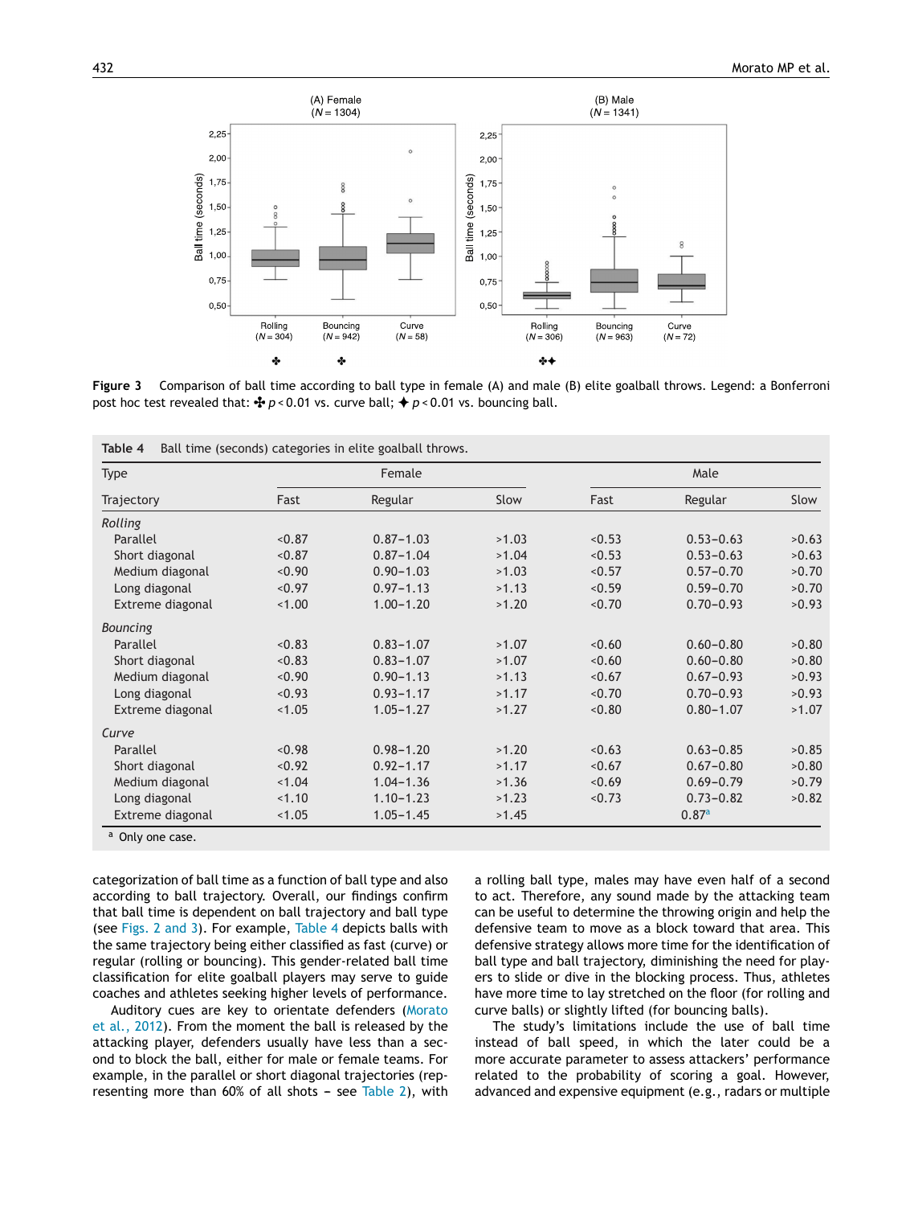Figure 3 Comparison of ball time according to ball type in female (A) and male (B) elite goalball throws. Legend: a Bonferroni post hoc test revealed that: ✤ $p < 0.01$ vs. curve ball; ✦ $p < 0.01$ vs. bouncing ball.

**Table 4** Ball time (seconds) categories in elite goalball throws.

| Type | Female | | | Male | | |
|---|---|---|---|---|---|---|
| Trajectory | Fast | Regular | Slow | Fast | Regular | Slow |
| *Rolling* | | | | | | |
| Parallel | <0.87 | 0.87–1.03 | >1.03 | <0.53 | 0.53–0.63 | >0.63 |
| Short diagonal | <0.87 | 0.87–1.04 | >1.04 | <0.53 | 0.53–0.63 | >0.63 |
| Medium diagonal | <0.90 | 0.90–1.03 | >1.03 | <0.57 | 0.57–0.70 | >0.70 |
| Long diagonal | <0.97 | 0.97–1.13 | >1.13 | <0.59 | 0.59–0.70 | >0.70 |
| Extreme diagonal | <1.00 | 1.00–1.20 | >1.20 | <0.70 | 0.70–0.93 | >0.93 |
| *Bouncing* | | | | | | |
| Parallel | <0.83 | 0.83–1.07 | >1.07 | <0.60 | 0.60–0.80 | >0.80 |
| Short diagonal | <0.83 | 0.83–1.07 | >1.07 | <0.60 | 0.60–0.80 | >0.80 |
| Medium diagonal | <0.90 | 0.90–1.13 | >1.13 | <0.67 | 0.67–0.93 | >0.93 |
| Long diagonal | <0.93 | 0.93–1.17 | >1.17 | <0.70 | 0.70–0.93 | >0.93 |
| Extreme diagonal | <1.05 | 1.05–1.27 | >1.27 | <0.80 | 0.80–1.07 | >1.07 |
| *Curve* | | | | | | |
| Parallel | <0.98 | 0.98–1.20 | >1.20 | <0.63 | 0.63–0.85 | >0.85 |
| Short diagonal | <0.92 | 0.92–1.17 | >1.17 | <0.67 | 0.67–0.80 | >0.80 |
| Medium diagonal | <1.04 | 1.04–1.36 | >1.36 | <0.69 | 0.69–0.79 | >0.79 |
| Long diagonal | <1.10 | 1.10–1.23 | >1.23 | <0.73 | 0.73–0.82 | >0.82 |
| Extreme diagonal | <1.05 | 1.05–1.45 | >1.45 | | 0.87[a] | |

[a] Only one case.

categorization of ball time as a function of ball type and also according to ball trajectory. Overall, our findings confirm that ball time is dependent on ball trajectory and ball type (see Figs. 2 and 3). For example, Table 4 depicts balls with the same trajectory being either classified as fast (curve) or regular (rolling or bouncing). This gender-related ball time classification for elite goalball players may serve to guide coaches and athletes seeking higher levels of performance.

Auditory cues are key to orientate defenders (Morato et al., 2012). From the moment the ball is released by the attacking player, defenders usually have less than a second to block the ball, either for male or female teams. For example, in the parallel or short diagonal trajectories (representing more than 60% of all shots – see Table 2), with a rolling ball type, males may have even half of a second to act. Therefore, any sound made by the attacking team can be useful to determine the throwing origin and help the defensive team to move as a block toward that area. This defensive strategy allows more time for the identification of ball type and ball trajectory, diminishing the need for players to slide or dive in the blocking process. Thus, athletes have more time to lay stretched on the floor (for rolling and curve balls) or slightly lifted (for bouncing balls).

The study's limitations include the use of ball time instead of ball speed, in which the later could be a more accurate parameter to assess attackers' performance related to the probability of scoring a goal. However, advanced and expensive equipment (e.g., radars or multiple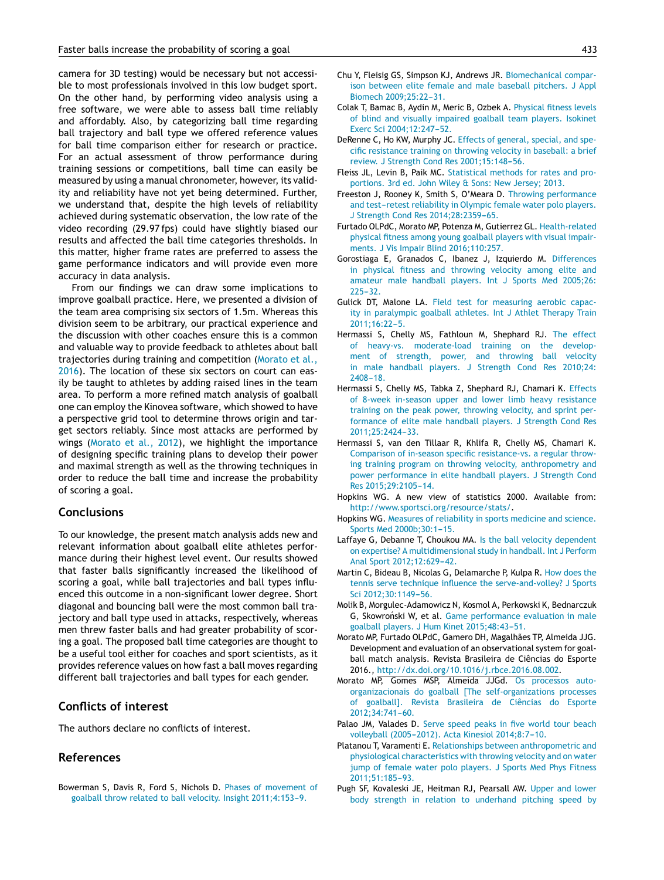camera for 3D testing) would be necessary but not accessible to most professionals involved in this low budget sport. On the other hand, by performing video analysis using a free software, we were able to assess ball time reliably and affordably. Also, by categorizing ball time regarding ball trajectory and ball type we offered reference values for ball time comparison either for research or practice. For an actual assessment of throw performance during training sessions or competitions, ball time can easily be measured by using a manual chronometer, however, its validity and reliability have not yet being determined. Further, we understand that, despite the high levels of reliability achieved during systematic observation, the low rate of the video recording (29.97 fps) could have slightly biased our results and affected the ball time categories thresholds. In this matter, higher frame rates are preferred to assess the game performance indicators and will provide even more accuracy in data analysis.

From our findings we can draw some implications to improve goalball practice. Here, we presented a division of the team area comprising six sectors of 1.5m. Whereas this division seem to be arbitrary, our practical experience and the discussion with other coaches ensure this is a common and valuable way to provide feedback to athletes about ball trajectories during training and competition (Morato et al., 2016). The location of these six sectors on court can easily be taught to athletes by adding raised lines in the team area. To perform a more refined match analysis of goalball one can employ the Kinovea software, which showed to have a perspective grid tool to determine throws origin and target sectors reliably. Since most attacks are performed by wings (Morato et al., 2012), we highlight the importance of designing specific training plans to develop their power and maximal strength as well as the throwing techniques in order to reduce the ball time and increase the probability of scoring a goal.

## Conclusions

To our knowledge, the present match analysis adds new and relevant information about goalball elite athletes performance during their highest level event. Our results showed that faster balls significantly increased the likelihood of scoring a goal, while ball trajectories and ball types influenced this outcome in a non-significant lower degree. Short diagonal and bouncing ball were the most common ball trajectory and ball type used in attacks, respectively, whereas men threw faster balls and had greater probability of scoring a goal. The proposed ball time categories are thought to be a useful tool either for coaches and sport scientists, as it provides reference values on how fast a ball moves regarding different ball trajectories and ball types for each gender.

## Conflicts of interest

The authors declare no conflicts of interest.

## References

Bowerman S, Davis R, Ford S, Nichols D. Phases of movement of goalball throw related to ball velocity. Insight 2011;4:153–9.

Chu Y, Fleisig GS, Simpson KJ, Andrews JR. Biomechanical comparison between elite female and male baseball pitchers. J Appl Biomech 2009;25:22–31.

Colak T, Bamac B, Aydin M, Meric B, Ozbek A. Physical fitness levels of blind and visually impaired goalball team players. Isokinet Exerc Sci 2004;12:247–52.

DeRenne C, Ho KW, Murphy JC. Effects of general, special, and specific resistance training on throwing velocity in baseball: a brief review. J Strength Cond Res 2001;15:148–56.

Fleiss JL, Levin B, Paik MC. Statistical methods for rates and proportions. 3rd ed. John Wiley & Sons: New Jersey; 2013.

Freeston J, Rooney K, Smith S, O'Meara D. Throwing performance and test–retest reliability in Olympic female water polo players. J Strength Cond Res 2014;28:2359–65.

Furtado OLPdC, Morato MP, Potenza M, Gutierrez GL. Health-related physical fitness among young goalball players with visual impairments. J Vis Impair Blind 2016;110:257.

Gorostiaga E, Granados C, Ibanez J, Izquierdo M. Differences in physical fitness and throwing velocity among elite and amateur male handball players. Int J Sports Med 2005;26:225–32.

Gulick DT, Malone LA. Field test for measuring aerobic capacity in paralympic goalball athletes. Int J Athlet Therapy Train 2011;16:22–5.

Hermassi S, Chelly MS, Fathloun M, Shephard RJ. The effect of heavy-vs. moderate-load training on the development of strength, power, and throwing ball velocity in male handball players. J Strength Cond Res 2010;24:2408–18.

Hermassi S, Chelly MS, Tabka Z, Shephard RJ, Chamari K. Effects of 8-week in-season upper and lower limb heavy resistance training on the peak power, throwing velocity, and sprint performance of elite male handball players. J Strength Cond Res 2011;25:2424–33.

Hermassi S, van den Tillaar R, Khlifa R, Chelly MS, Chamari K. Comparison of in-season specific resistance-vs. a regular throwing training program on throwing velocity, anthropometry and power performance in elite handball players. J Strength Cond Res 2015;29:2105–14.

Hopkins WG. A new view of statistics 2000. Available from: http://www.sportsci.org/resource/stats/.

Hopkins WG. Measures of reliability in sports medicine and science. Sports Med 2000b;30:1–15.

Laffaye G, Debanne T, Choukou MA. Is the ball velocity dependent on expertise? A multidimensional study in handball. Int J Perform Anal Sport 2012;12:629–42.

Martin C, Bideau B, Nicolas G, Delamarche P, Kulpa R. How does the tennis serve technique influence the serve-and-volley? J Sports Sci 2012;30:1149–56.

Molik B, Morgulec-Adamowicz N, Kosmol A, Perkowski K, Bednarczuk G, Skowroński W, et al. Game performance evaluation in male goalball players. J Hum Kinet 2015;48:43–51.

Morato MP, Furtado OLPdC, Gamero DH, Magalhães TP, Almeida JJG. Development and evaluation of an observational system for goalball match analysis. Revista Brasileira de Ciências do Esporte 2016., http://dx.doi.org/10.1016/j.rbce.2016.08.002.

Morato MP, Gomes MSP, Almeida JJGd. Os processos auto-organizacionais do goalball [The self-organizations processes of goalball]. Revista Brasileira de Ciências do Esporte 2012;34:741–60.

Palao JM, Valades D. Serve speed peaks in five world tour beach volleyball (2005–2012). Acta Kinesiol 2014;8:7–10.

Platanou T, Varamenti E. Relationships between anthropometric and physiological characteristics with throwing velocity and on water jump of female water polo players. J Sports Med Phys Fitness 2011;51:185–93.

Pugh SF, Kovaleski JE, Heitman RJ, Pearsall AW. Upper and lower body strength in relation to underhand pitching speed by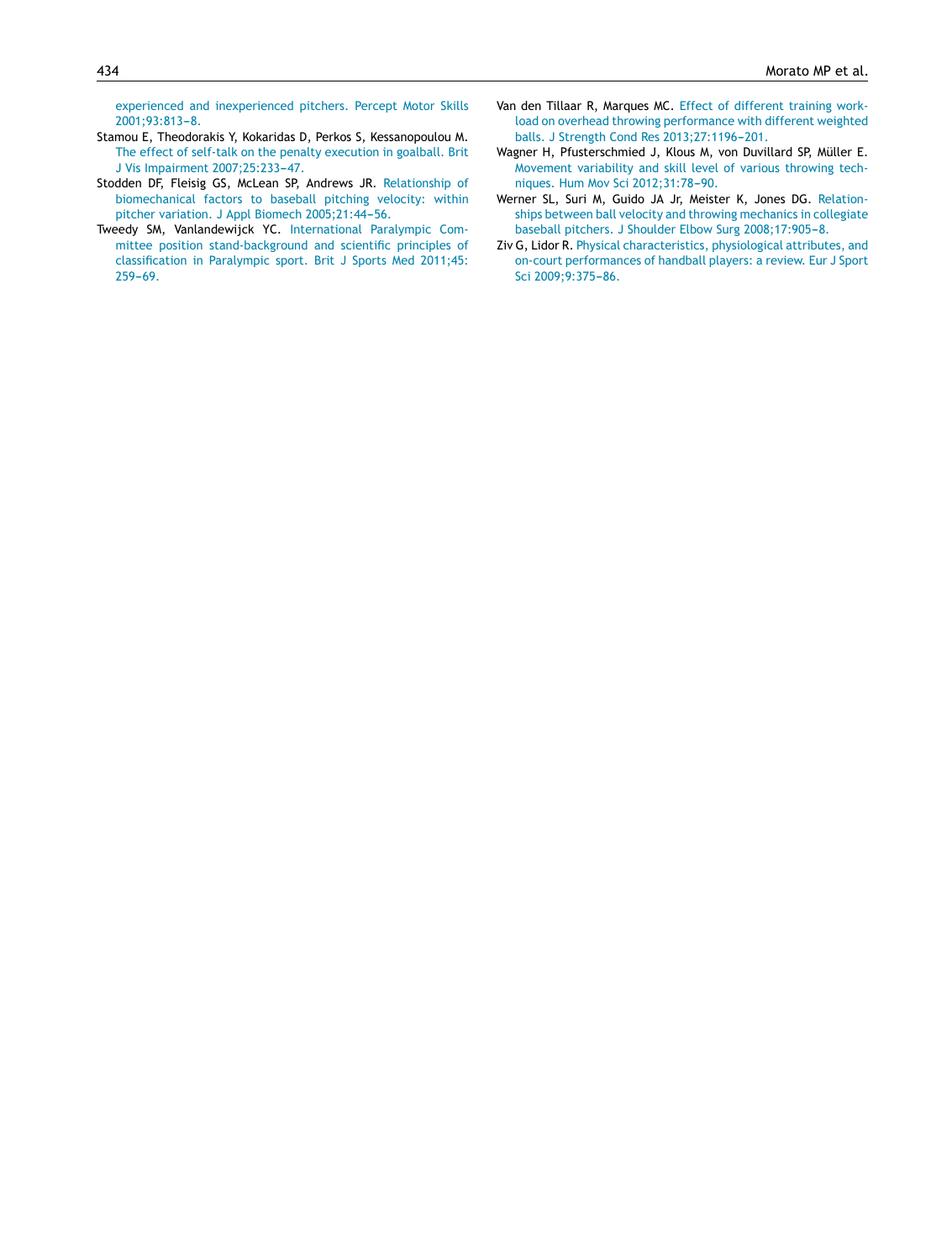experienced and inexperienced pitchers. Percept Motor Skills 2001;93:813–8.

Stamou E, Theodorakis Y, Kokaridas D, Perkos S, Kessanopoulou M. The effect of self-talk on the penalty execution in goalball. Brit J Vis Impairment 2007;25:233–47.

Stodden DF, Fleisig GS, McLean SP, Andrews JR. Relationship of biomechanical factors to baseball pitching velocity: within pitcher variation. J Appl Biomech 2005;21:44–56.

Tweedy SM, Vanlandewijck YC. International Paralympic Committee position stand-background and scientific principles of classification in Paralympic sport. Brit J Sports Med 2011;45:259–69.

Van den Tillaar R, Marques MC. Effect of different training workload on overhead throwing performance with different weighted balls. J Strength Cond Res 2013;27:1196–201.

Wagner H, Pfusterschmied J, Klous M, von Duvillard SP, Müller E. Movement variability and skill level of various throwing techniques. Hum Mov Sci 2012;31:78–90.

Werner SL, Suri M, Guido JA Jr, Meister K, Jones DG. Relationships between ball velocity and throwing mechanics in collegiate baseball pitchers. J Shoulder Elbow Surg 2008;17:905–8.

Ziv G, Lidor R. Physical characteristics, physiological attributes, and on-court performances of handball players: a review. Eur J Sport Sci 2009;9:375–86.